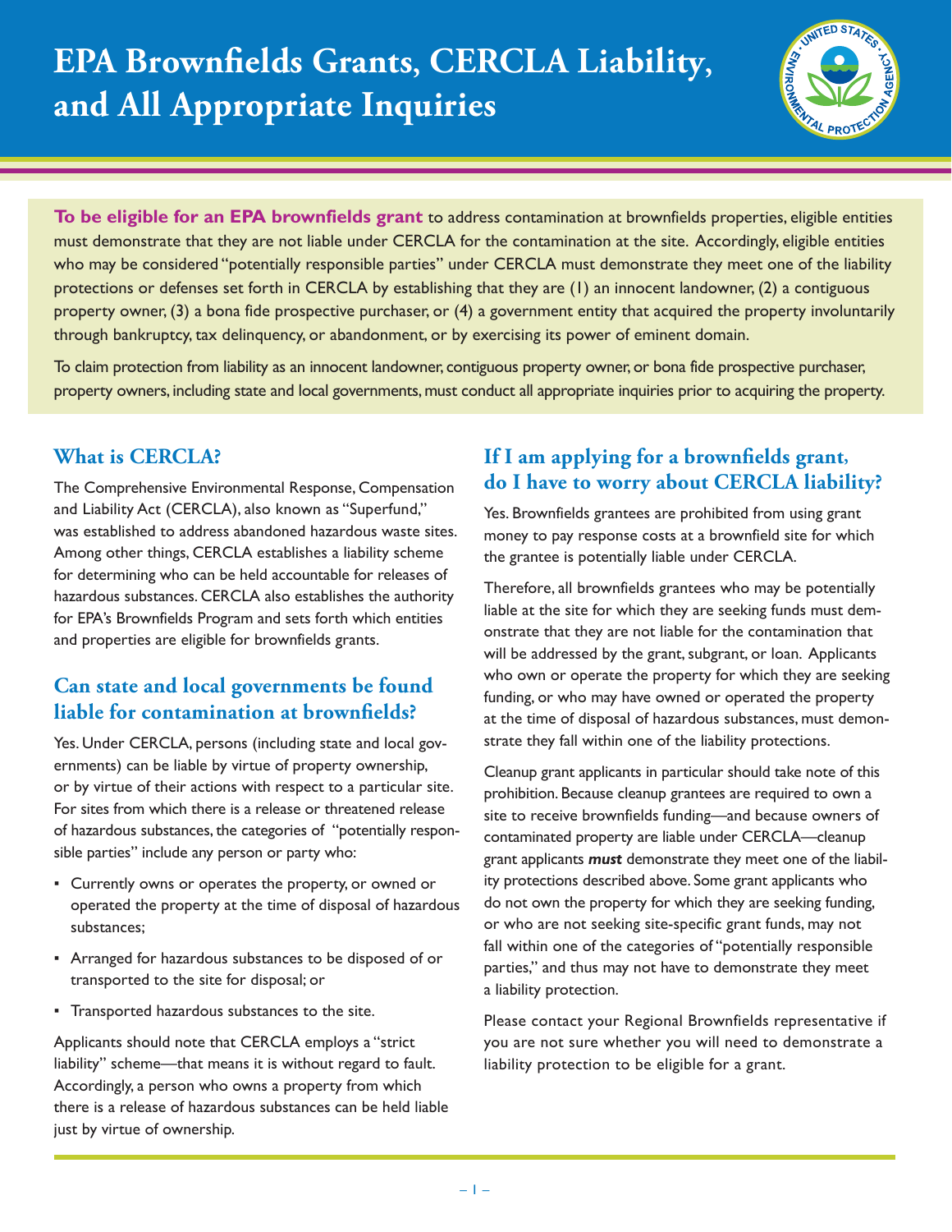# EPA Brownfields Grants, CERCLA Liability, and All Appropriate Inquiries

**To be eligible for an EPA brownfields grant** to address contamination at brownfields properties, eligible entities must demonstrate that they are not liable under CERCLA for the contamination at the site. Accordingly, eligible entities who may be considered "potentially responsible parties" under CERCLA must demonstrate they meet one of the liability protections or defenses set forth in CERCLA by establishing that they are (1) an innocent landowner, (2) a contiguous property owner, (3) a bona fide prospective purchaser, or (4) a government entity that acquired the property involuntarily through bankruptcy, tax delinquency, or abandonment, or by exercising its power of eminent domain.

To claim protection from liability as an innocent landowner, contiguous property owner, or bona fide prospective purchaser, property owners, including state and local governments, must conduct all appropriate inquiries prior to acquiring the property.

## What is CERCLA?

The Comprehensive Environmental Response, Compensation and Liability Act (CERCLA), also known as "Superfund," was established to address abandoned hazardous waste sites. Among other things, CERCLA establishes a liability scheme for determining who can be held accountable for releases of hazardous substances. CERCLA also establishes the authority for EPA's Brownfields Program and sets forth which entities and properties are eligible for brownfields grants.

## Can state and local governments be found liable for contamination at brownfields?

Yes. Under CERCLA, persons (including state and local governments) can be liable by virtue of property ownership, or by virtue of their actions with respect to a particular site. For sites from which there is a release or threatened release of hazardous substances, the categories of "potentially responsible parties" include any person or party who:

- Currently owns or operates the property, or owned or operated the property at the time of disposal of hazardous substances;
- Arranged for hazardous substances to be disposed of or transported to the site for disposal; or
- Transported hazardous substances to the site.

Applicants should note that CERCLA employs a "strict liability" scheme—that means it is without regard to fault. Accordingly, a person who owns a property from which there is a release of hazardous substances can be held liable just by virtue of ownership.

## If I am applying for a brownfields grant, do I have to worry about CERCLA liability?

Yes. Brownfields grantees are prohibited from using grant money to pay response costs at a brownfield site for which the grantee is potentially liable under CERCLA.

Therefore, all brownfields grantees who may be potentially liable at the site for which they are seeking funds must demonstrate that they are not liable for the contamination that will be addressed by the grant, subgrant, or loan. Applicants who own or operate the property for which they are seeking funding, or who may have owned or operated the property at the time of disposal of hazardous substances, must demonstrate they fall within one of the liability protections.

Cleanup grant applicants in particular should take note of this prohibition. Because cleanup grantees are required to own a site to receive brownfields funding—and because owners of contaminated property are liable under CERCLA—cleanup grant applicants ***must*** demonstrate they meet one of the liability protections described above. Some grant applicants who do not own the property for which they are seeking funding, or who are not seeking site-specific grant funds, may not fall within one of the categories of "potentially responsible parties," and thus may not have to demonstrate they meet a liability protection.

Please contact your Regional Brownfields representative if you are not sure whether you will need to demonstrate a liability protection to be eligible for a grant.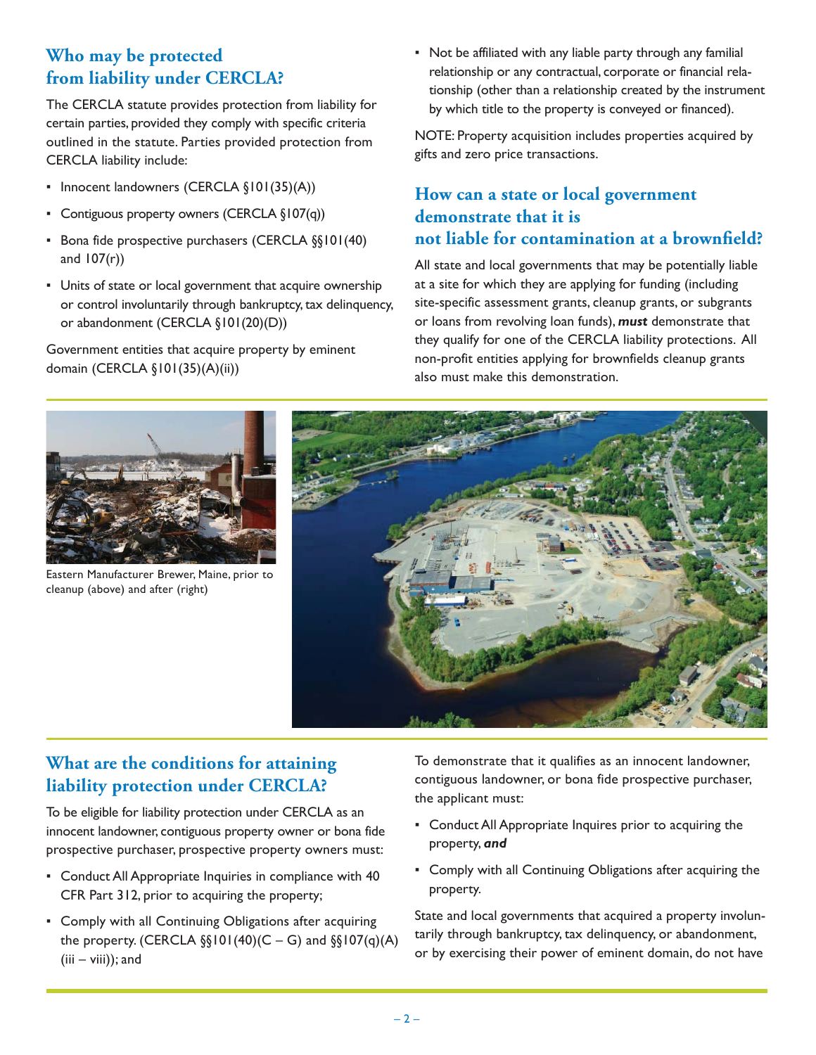## Who may be protected from liability under CERCLA?

The CERCLA statute provides protection from liability for certain parties, provided they comply with specific criteria outlined in the statute. Parties provided protection from CERCLA liability include:

- Innocent landowners (CERCLA §101(35)(A))
- Contiguous property owners (CERCLA §107(q))
- Bona fide prospective purchasers (CERCLA §§101(40) and 107(r))
- Units of state or local government that acquire ownership or control involuntarily through bankruptcy, tax delinquency, or abandonment (CERCLA §101(20)(D))

Government entities that acquire property by eminent domain (CERCLA §101(35)(A)(ii))

- Not be affiliated with any liable party through any familial relationship or any contractual, corporate or financial relationship (other than a relationship created by the instrument by which title to the property is conveyed or financed).

NOTE: Property acquisition includes properties acquired by gifts and zero price transactions.

## How can a state or local government demonstrate that it is not liable for contamination at a brownfield?

All state and local governments that may be potentially liable at a site for which they are applying for funding (including site-specific assessment grants, cleanup grants, or subgrants or loans from revolving loan funds), ***must*** demonstrate that they qualify for one of the CERCLA liability protections. All non-profit entities applying for brownfields cleanup grants also must make this demonstration.

Eastern Manufacturer Brewer, Maine, prior to cleanup (above) and after (right)

## What are the conditions for attaining liability protection under CERCLA?

To be eligible for liability protection under CERCLA as an innocent landowner, contiguous property owner or bona fide prospective purchaser, prospective property owners must:

- Conduct All Appropriate Inquiries in compliance with 40 CFR Part 312, prior to acquiring the property;
- Comply with all Continuing Obligations after acquiring the property. (CERCLA §§101(40)(C – G) and §§107(q)(A)(iii – viii)); and

To demonstrate that it qualifies as an innocent landowner, contiguous landowner, or bona fide prospective purchaser, the applicant must:

- Conduct All Appropriate Inquires prior to acquiring the property, ***and***
- Comply with all Continuing Obligations after acquiring the property.

State and local governments that acquired a property involuntarily through bankruptcy, tax delinquency, or abandonment, or by exercising their power of eminent domain, do not have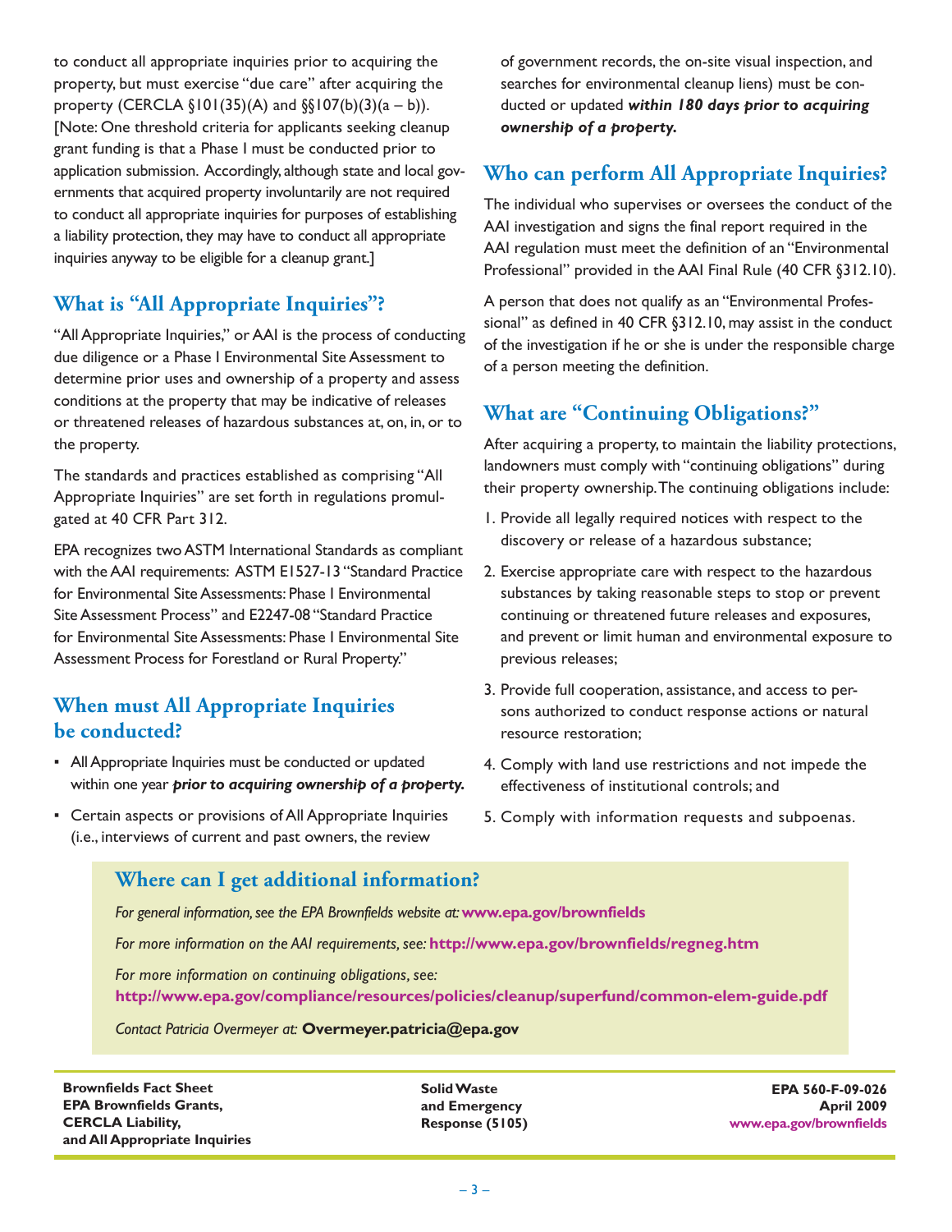to conduct all appropriate inquiries prior to acquiring the property, but must exercise "due care" after acquiring the property (CERCLA §101(35)(A) and §§107(b)(3)(a – b)). [Note: One threshold criteria for applicants seeking cleanup grant funding is that a Phase I must be conducted prior to application submission. Accordingly, although state and local governments that acquired property involuntarily are not required to conduct all appropriate inquiries for purposes of establishing a liability protection, they may have to conduct all appropriate inquiries anyway to be eligible for a cleanup grant.]

## What is "All Appropriate Inquiries"?

"All Appropriate Inquiries," or AAI is the process of conducting due diligence or a Phase I Environmental Site Assessment to determine prior uses and ownership of a property and assess conditions at the property that may be indicative of releases or threatened releases of hazardous substances at, on, in, or to the property.

The standards and practices established as comprising "All Appropriate Inquiries" are set forth in regulations promulgated at 40 CFR Part 312.

EPA recognizes two ASTM International Standards as compliant with the AAI requirements: ASTM E1527-13 "Standard Practice for Environmental Site Assessments: Phase I Environmental Site Assessment Process" and E2247-08 "Standard Practice for Environmental Site Assessments: Phase I Environmental Site Assessment Process for Forestland or Rural Property."

## When must All Appropriate Inquiries be conducted?

- All Appropriate Inquiries must be conducted or updated within one year ***prior to acquiring ownership of a property.***
- Certain aspects or provisions of All Appropriate Inquiries (i.e., interviews of current and past owners, the review of government records, the on-site visual inspection, and searches for environmental cleanup liens) must be conducted or updated ***within 180 days prior to acquiring ownership of a property.***

## Who can perform All Appropriate Inquiries?

The individual who supervises or oversees the conduct of the AAI investigation and signs the final report required in the AAI regulation must meet the definition of an "Environmental Professional" provided in the AAI Final Rule (40 CFR §312.10).

A person that does not qualify as an "Environmental Professional" as defined in 40 CFR §312.10, may assist in the conduct of the investigation if he or she is under the responsible charge of a person meeting the definition.

## What are "Continuing Obligations?"

After acquiring a property, to maintain the liability protections, landowners must comply with "continuing obligations" during their property ownership. The continuing obligations include:

1. Provide all legally required notices with respect to the discovery or release of a hazardous substance;
2. Exercise appropriate care with respect to the hazardous substances by taking reasonable steps to stop or prevent continuing or threatened future releases and exposures, and prevent or limit human and environmental exposure to previous releases;
3. Provide full cooperation, assistance, and access to persons authorized to conduct response actions or natural resource restoration;
4. Comply with land use restrictions and not impede the effectiveness of institutional controls; and
5. Comply with information requests and subpoenas.

## Where can I get additional information?

*For general information, see the EPA Brownfields website at:* **www.epa.gov/brownfields**

*For more information on the AAI requirements, see:* **http://www.epa.gov/brownfields/regneg.htm**

*For more information on continuing obligations, see:*
**http://www.epa.gov/compliance/resources/policies/cleanup/superfund/common-elem-guide.pdf**

*Contact Patricia Overmeyer at:* **Overmeyer.patricia@epa.gov**

**Brownfields Fact Sheet**
**EPA Brownfields Grants, CERCLA Liability, and All Appropriate Inquiries**

**Solid Waste and Emergency Response (5105)**

**EPA 560-F-09-026**
**April 2009**
**www.epa.gov/brownfields**